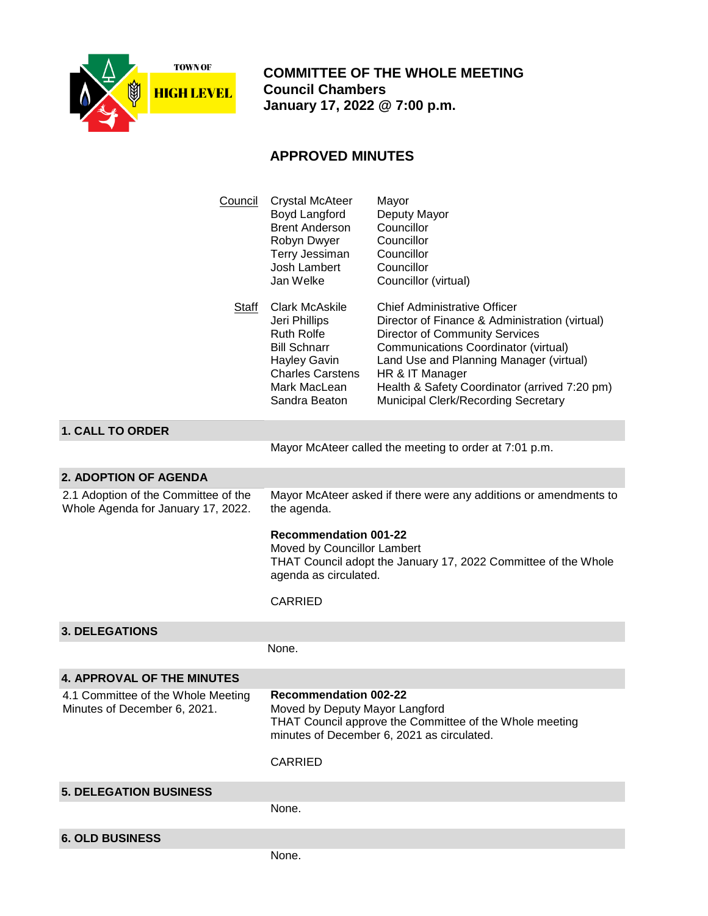TOWN OF HIGH LEVEL

# COMMITTEE OF THE WHOLE MEETING
**Council Chambers**
**January 17, 2022 @ 7:00 p.m.**

## APPROVED MINUTES

| | | |
|---|---|---|
| Council | Crystal McAteer | Mayor |
| | Boyd Langford | Deputy Mayor |
| | Brent Anderson | Councillor |
| | Robyn Dwyer | Councillor |
| | Terry Jessiman | Councillor |
| | Josh Lambert | Councillor |
| | Jan Welke | Councillor (virtual) |
| Staff | Clark McAskile | Chief Administrative Officer |
| | Jeri Phillips | Director of Finance & Administration (virtual) |
| | Ruth Rolfe | Director of Community Services |
| | Bill Schnarr | Communications Coordinator (virtual) |
| | Hayley Gavin | Land Use and Planning Manager (virtual) |
| | Charles Carstens | HR & IT Manager |
| | Mark MacLean | Health & Safety Coordinator (arrived 7:20 pm) |
| | Sandra Beaton | Municipal Clerk/Recording Secretary |

### 1. CALL TO ORDER

Mayor McAteer called the meeting to order at 7:01 p.m.

### 2. ADOPTION OF AGENDA

**2.1 Adoption of the Committee of the Whole Agenda for January 17, 2022.**

Mayor McAteer asked if there were any additions or amendments to the agenda.

**Recommendation 001-22**
Moved by Councillor Lambert
THAT Council adopt the January 17, 2022 Committee of the Whole agenda as circulated.

CARRIED

### 3. DELEGATIONS

None.

### 4. APPROVAL OF THE MINUTES

**4.1 Committee of the Whole Meeting Minutes of December 6, 2021.**

**Recommendation 002-22**
Moved by Deputy Mayor Langford
THAT Council approve the Committee of the Whole meeting minutes of December 6, 2021 as circulated.

CARRIED

### 5. DELEGATION BUSINESS

None.

### 6. OLD BUSINESS

None.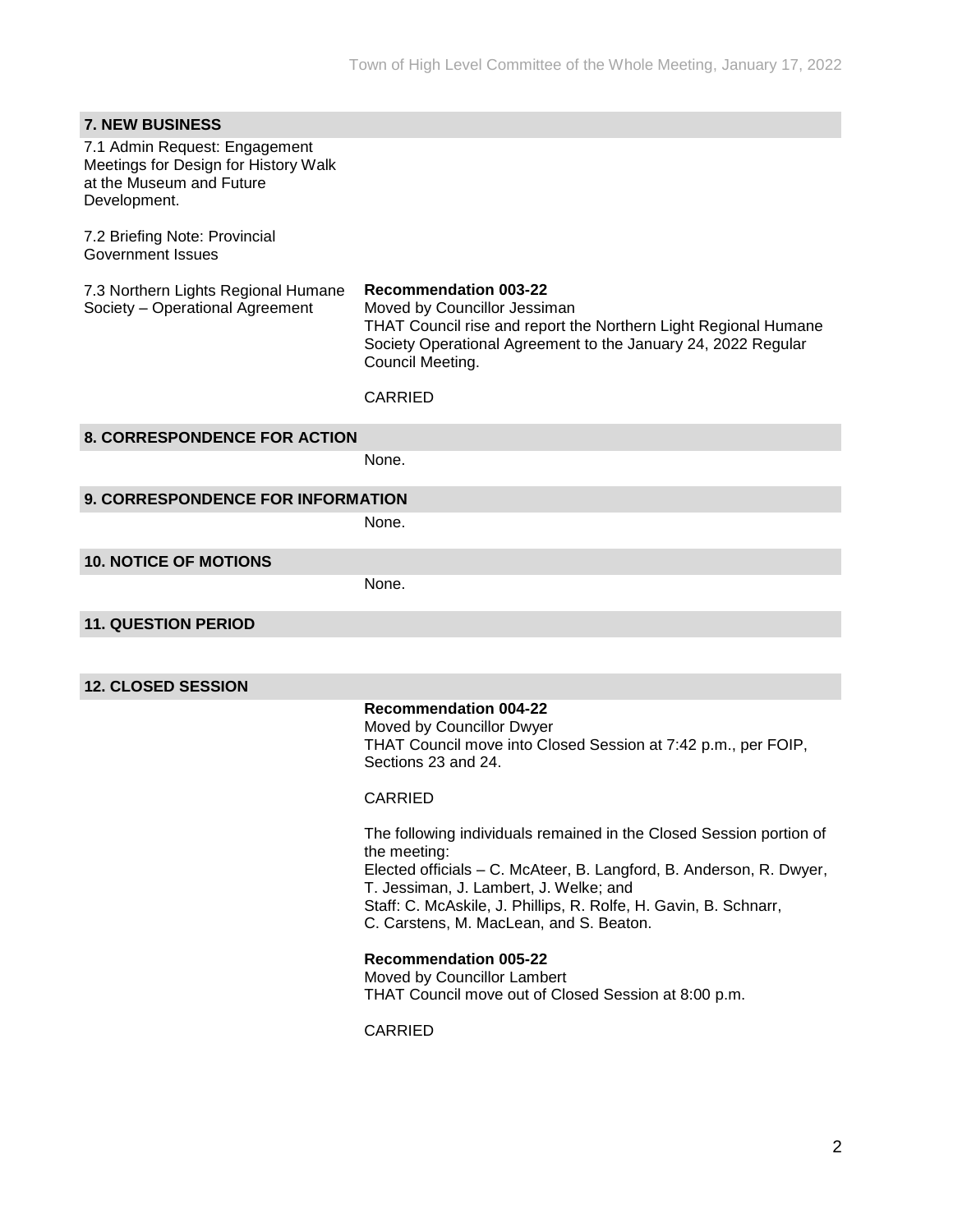## 7. NEW BUSINESS

7.1 Admin Request: Engagement Meetings for Design for History Walk at the Museum and Future Development.

7.2 Briefing Note: Provincial Government Issues

7.3 Northern Lights Regional Humane Society – Operational Agreement

**Recommendation 003-22**
Moved by Councillor Jessiman
THAT Council rise and report the Northern Light Regional Humane Society Operational Agreement to the January 24, 2022 Regular Council Meeting.

CARRIED

## 8. CORRESPONDENCE FOR ACTION

None.

## 9. CORRESPONDENCE FOR INFORMATION

None.

## 10. NOTICE OF MOTIONS

None.

## 11. QUESTION PERIOD

## 12. CLOSED SESSION

**Recommendation 004-22**
Moved by Councillor Dwyer
THAT Council move into Closed Session at 7:42 p.m., per FOIP, Sections 23 and 24.

CARRIED

The following individuals remained in the Closed Session portion of the meeting:
Elected officials – C. McAteer, B. Langford, B. Anderson, R. Dwyer, T. Jessiman, J. Lambert, J. Welke; and
Staff: C. McAskile, J. Phillips, R. Rolfe, H. Gavin, B. Schnarr, C. Carstens, M. MacLean, and S. Beaton.

**Recommendation 005-22**
Moved by Councillor Lambert
THAT Council move out of Closed Session at 8:00 p.m.

CARRIED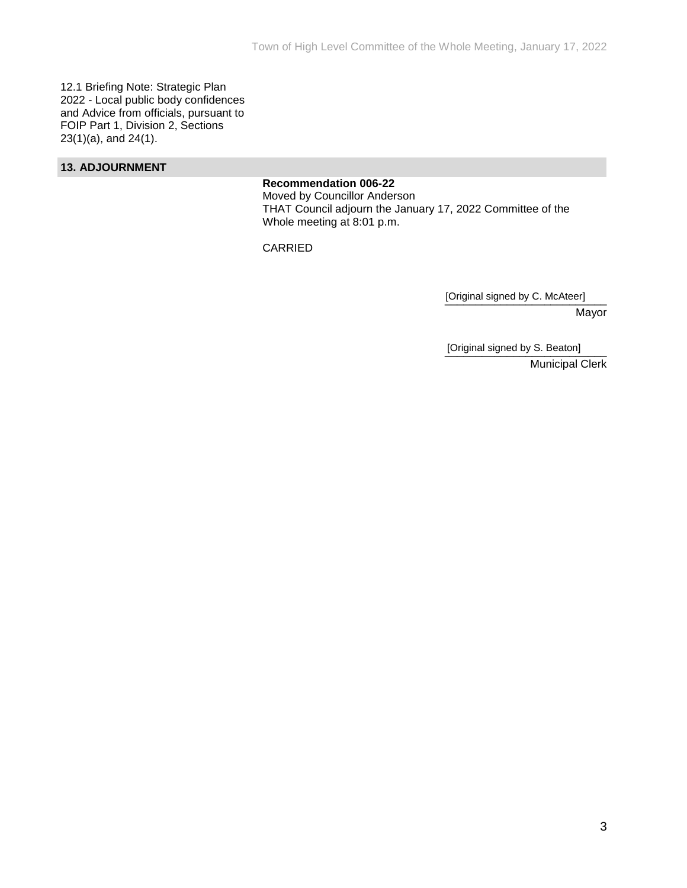12.1 Briefing Note: Strategic Plan 2022 - Local public body confidences and Advice from officials, pursuant to FOIP Part 1, Division 2, Sections 23(1)(a), and 24(1).

## 13. ADJOURNMENT

**Recommendation 006-22**
Moved by Councillor Anderson
THAT Council adjourn the January 17, 2022 Committee of the Whole meeting at 8:01 p.m.

CARRIED

[Original signed by C. McAteer]
Mayor

[Original signed by S. Beaton]
Municipal Clerk